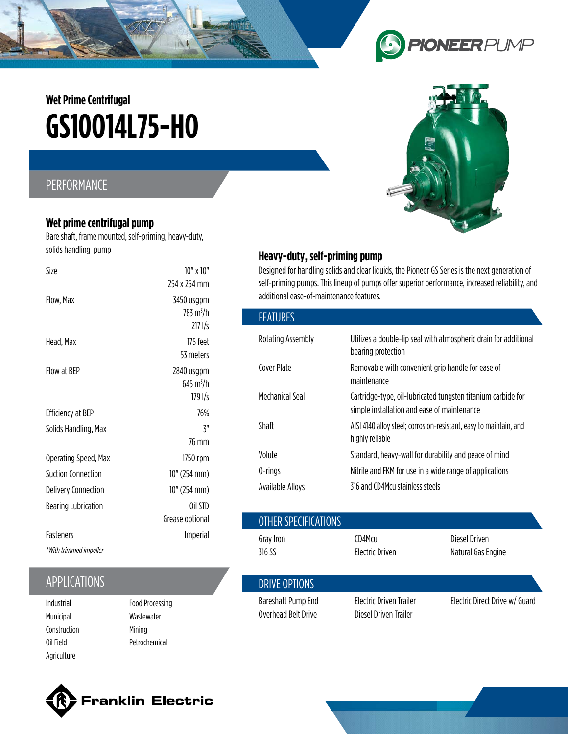Wet Prime Centrifugal

# GS10014L75-H0

## PERFORMANCE

### Wet prime centrifugal pump

Bare shaft, frame mounted, self-priming, heavy-duty, solids handling pump

| | |
|---|---|
| Size | 10" x 10"<br>254 x 254 mm |
| Flow, Max | 3450 usgpm<br>783 m³/h<br>217 l/s |
| Head, Max | 175 feet<br>53 meters |
| Flow at BEP | 2840 usgpm<br>645 m³/h<br>179 l/s |
| Efficiency at BEP | 76% |
| Solids Handling, Max | 3"<br>76 mm |
| Operating Speed, Max | 1750 rpm |
| Suction Connection | 10" (254 mm) |
| Delivery Connection | 10" (254 mm) |
| Bearing Lubrication | Oil STD<br>Grease optional |
| Fasteners | Imperial |

*\*With trimmed impeller*

## APPLICATIONS

- Industrial
- Municipal
- Construction
- Oil Field
- Agriculture
- Food Processing
- Wastewater
- Mining
- Petrochemical

### Heavy-duty, self-priming pump

Designed for handling solids and clear liquids, the Pioneer GS Series is the next generation of self-priming pumps. This lineup of pumps offer superior performance, increased reliability, and additional ease-of-maintenance features.

## FEATURES

| | |
|---|---|
| Rotating Assembly | Utilizes a double-lip seal with atmospheric drain for additional bearing protection |
| Cover Plate | Removable with convenient grip handle for ease of maintenance |
| Mechanical Seal | Cartridge-type, oil-lubricated tungsten titanium carbide for simple installation and ease of maintenance |
| Shaft | AISI 4140 alloy steel; corrosion-resistant, easy to maintain, and highly reliable |
| Volute | Standard, heavy-wall for durability and peace of mind |
| O-rings | Nitrile and FKM for use in a wide range of applications |
| Available Alloys | 316 and CD4Mcu stainless steels |

## OTHER SPECIFICATIONS

| | | |
|---|---|---|
| Gray Iron | CD4Mcu | Diesel Driven |
| 316 SS | Electric Driven | Natural Gas Engine |

## DRIVE OPTIONS

| | | |
|---|---|---|
| Bareshaft Pump End | Electric Driven Trailer | Electric Direct Drive w/ Guard |
| Overhead Belt Drive | Diesel Driven Trailer | |

Franklin Electric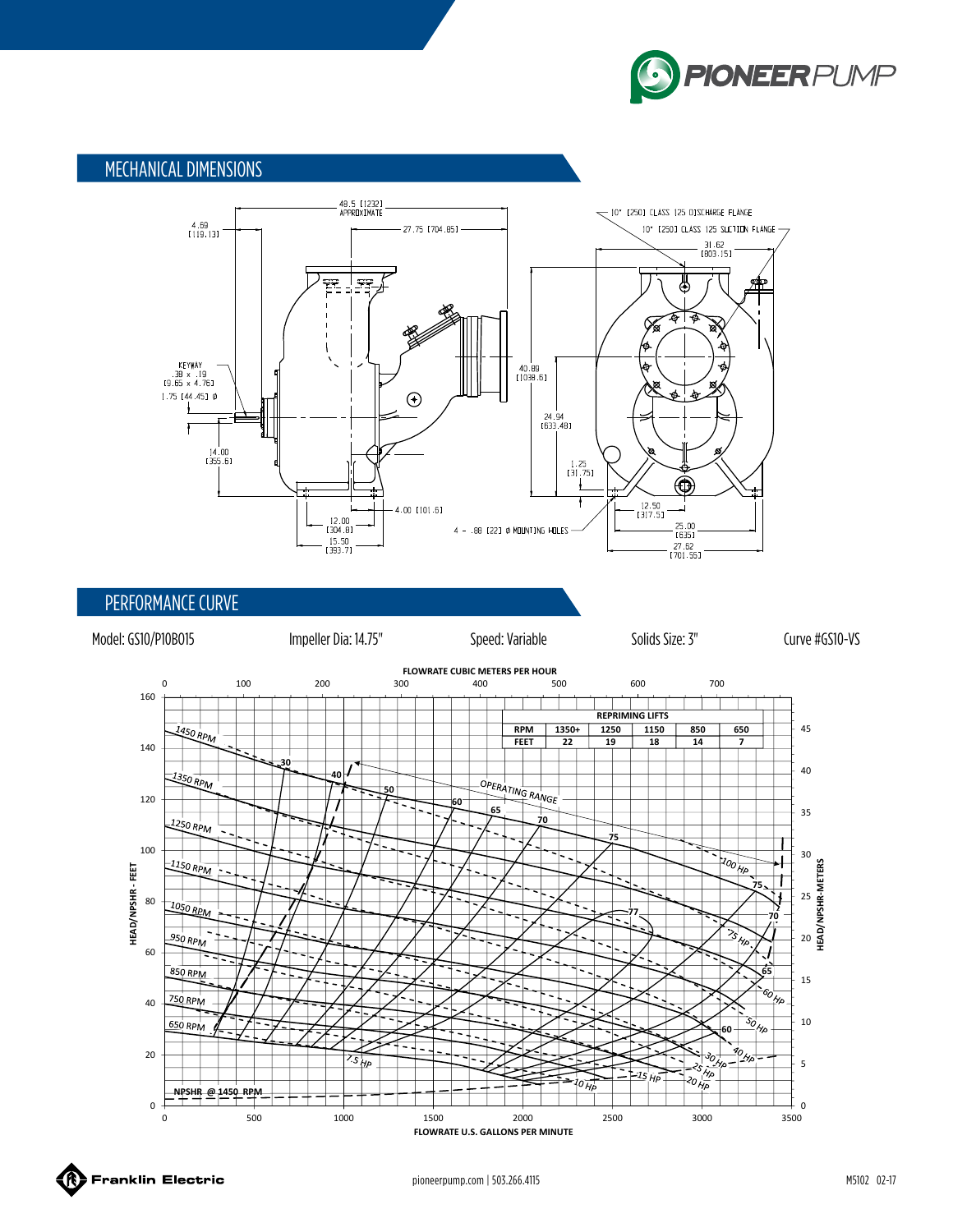## MECHANICAL DIMENSIONS

48.5 [1232]
APPROXIMATE
4.69
[119.13]
27.75 [704.85]
10" [250] CLASS 125 DISCHARGE FLANGE
10" [250] CLASS 125 SUCTION FLANGE
31.62
[803.15]
KEYWAY
.38 x .19
[9.65 x 4.76]
1.75 [44.45] Ø
40.89
[1038.6]
24.94
[633.48]
14.00
[355.6]
1.25
[31.75]
4.00 [101.6]
12.00
[304.8]
15.50
[393.7]
4 - .88 [22] Ø MOUNTING HOLES
12.50
[317.5]
25.00
[635]
27.62
[701.55]

## PERFORMANCE CURVE

Model: GS10/P10B015 | Impeller Dia: 14.75" | Speed: Variable | Solids Size: 3" | Curve #GS10-VS

| REPRIMING LIFTS | | | | | |
|---|---|---|---|---|---|
| RPM | 1350+ | 1250 | 1150 | 850 | 650 |
| FEET | 22 | 19 | 18 | 14 | 7 |

FLOWRATE CUBIC METERS PER HOUR
0
100
200
300
400
500
600
700

HEAD/NPSHR - FEET
0
20
40
60
80
100
120
140
160

HEAD/NPSHR-METERS
0
5
10
15
20
25
30
35
40
45

1450 RPM
1350 RPM
1250 RPM
1150 RPM
1050 RPM
950 RPM
850 RPM
750 RPM
650 RPM

30
40
50
60
65
70
75
77
75
70
65
60

OPERATING RANGE

100 HP
75 HP
60 HP
50 HP
40 HP
30 HP
25 HP
20 HP
15 HP
10 HP
7.5 HP

NPSHR @ 1450 RPM

0
500
1000
1500
2000
2500
3000
3500
FLOWRATE U.S. GALLONS PER MINUTE

pioneerpump.com | 503.266.4115

M5102 02-17